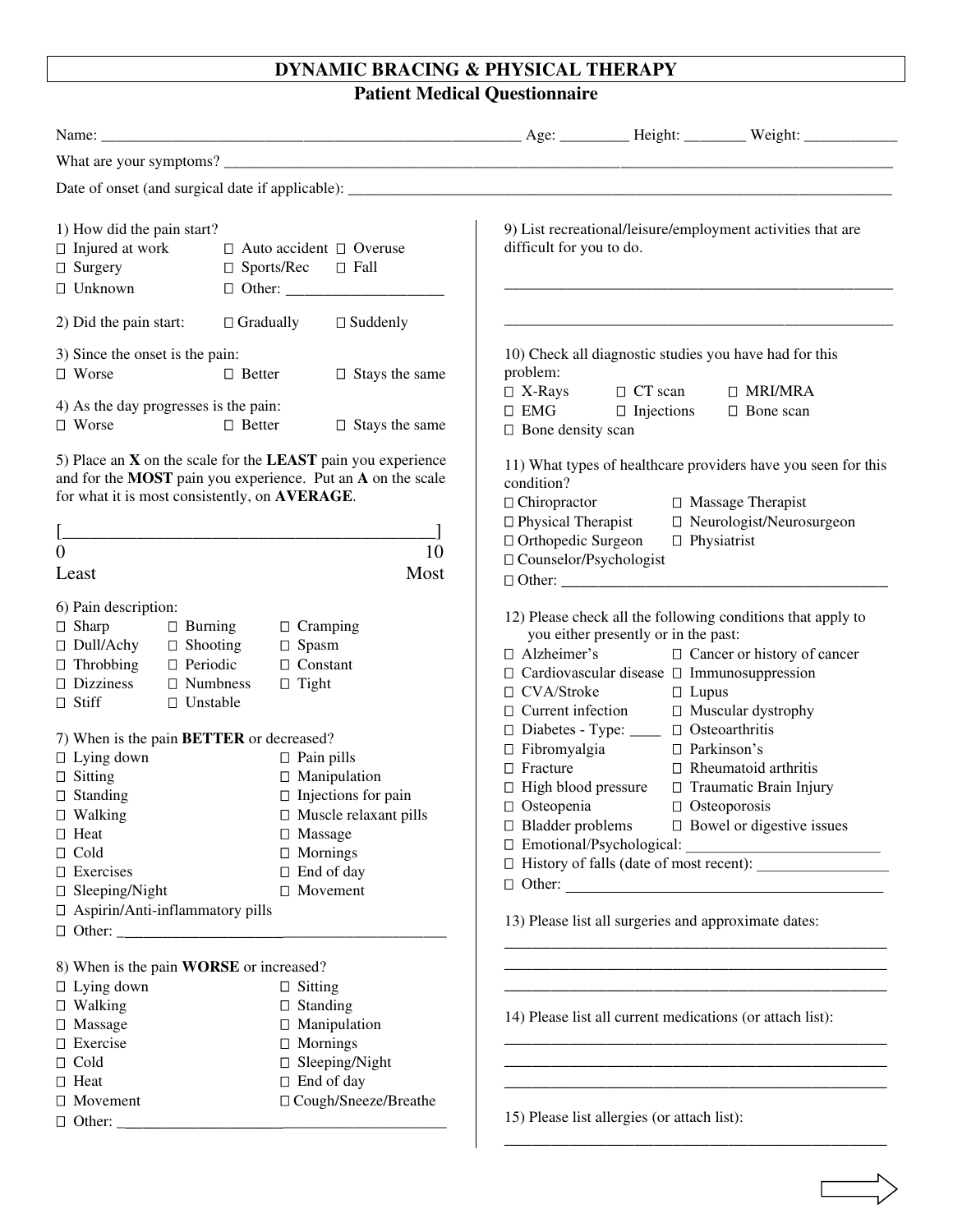# DYNAMIC BRACING & PHYSICAL THERAPY

## Patient Medical Questionnaire

Name: ______________________________________________________ Age: _________ Height: ________ Weight: ____________

What are your symptoms? ______________________________________________________________________________________

Date of onset (and surgical date if applicable): ____________________________________________________________________

1) How did the pain start?

☐ Injured at work ☐ Auto accident ☐ Overuse
☐ Surgery ☐ Sports/Rec ☐ Fall
☐ Unknown ☐ Other: ____________________

2) Did the pain start: ☐ Gradually ☐ Suddenly

3) Since the onset is the pain:
☐ Worse ☐ Better ☐ Stays the same

4) As the day progresses is the pain:
☐ Worse ☐ Better ☐ Stays the same

5) Place an **X** on the scale for the **LEAST** pain you experience and for the **MOST** pain you experience. Put an **A** on the scale for what it is most consistently, on **AVERAGE**.

[_____________________________________________]
0 — 10
Least — Most

6) Pain description:

☐ Sharp ☐ Burning ☐ Cramping
☐ Dull/Achy ☐ Shooting ☐ Spasm
☐ Throbbing ☐ Periodic ☐ Constant
☐ Dizziness ☐ Numbness ☐ Tight
☐ Stiff ☐ Unstable

7) When is the pain **BETTER** or decreased?

☐ Lying down ☐ Pain pills
☐ Sitting ☐ Manipulation
☐ Standing ☐ Injections for pain
☐ Walking ☐ Muscle relaxant pills
☐ Heat ☐ Massage
☐ Cold ☐ Mornings
☐ Exercises ☐ End of day
☐ Sleeping/Night ☐ Movement
☐ Aspirin/Anti-inflammatory pills
☐ Other: __________________________________________

8) When is the pain **WORSE** or increased?

☐ Lying down ☐ Sitting
☐ Walking ☐ Standing
☐ Massage ☐ Manipulation
☐ Exercise ☐ Mornings
☐ Cold ☐ Sleeping/Night
☐ Heat ☐ End of day
☐ Movement ☐ Cough/Sneeze/Breathe
☐ Other: __________________________________________

9) List recreational/leisure/employment activities that are difficult for you to do.

_____________________________________________________

_____________________________________________________

10) Check all diagnostic studies you have had for this problem:

☐ X-Rays ☐ CT scan ☐ MRI/MRA
☐ EMG ☐ Injections ☐ Bone scan
☐ Bone density scan

11) What types of healthcare providers have you seen for this condition?

☐ Chiropractor ☐ Massage Therapist
☐ Physical Therapist ☐ Neurologist/Neurosurgeon
☐ Orthopedic Surgeon ☐ Physiatrist
☐ Counselor/Psychologist
☐ Other: ___________________________________________

12) Please check all the following conditions that apply to you either presently or in the past:

☐ Alzheimer's ☐ Cancer or history of cancer
☐ Cardiovascular disease ☐ Immunosuppression
☐ CVA/Stroke ☐ Lupus
☐ Current infection ☐ Muscular dystrophy
☐ Diabetes - Type: ____ ☐ Osteoarthritis
☐ Fibromyalgia ☐ Parkinson's
☐ Fracture ☐ Rheumatoid arthritis
☐ High blood pressure ☐ Traumatic Brain Injury
☐ Osteopenia ☐ Osteoporosis
☐ Bladder problems ☐ Bowel or digestive issues
☐ Emotional/Psychological: _________________________
☐ History of falls (date of most recent): _________________
☐ Other: __________________________________________

13) Please list all surgeries and approximate dates:

_____________________________________________________
_____________________________________________________
_____________________________________________________

14) Please list all current medications (or attach list):

_____________________________________________________
_____________________________________________________
_____________________________________________________

15) Please list allergies (or attach list):

_____________________________________________________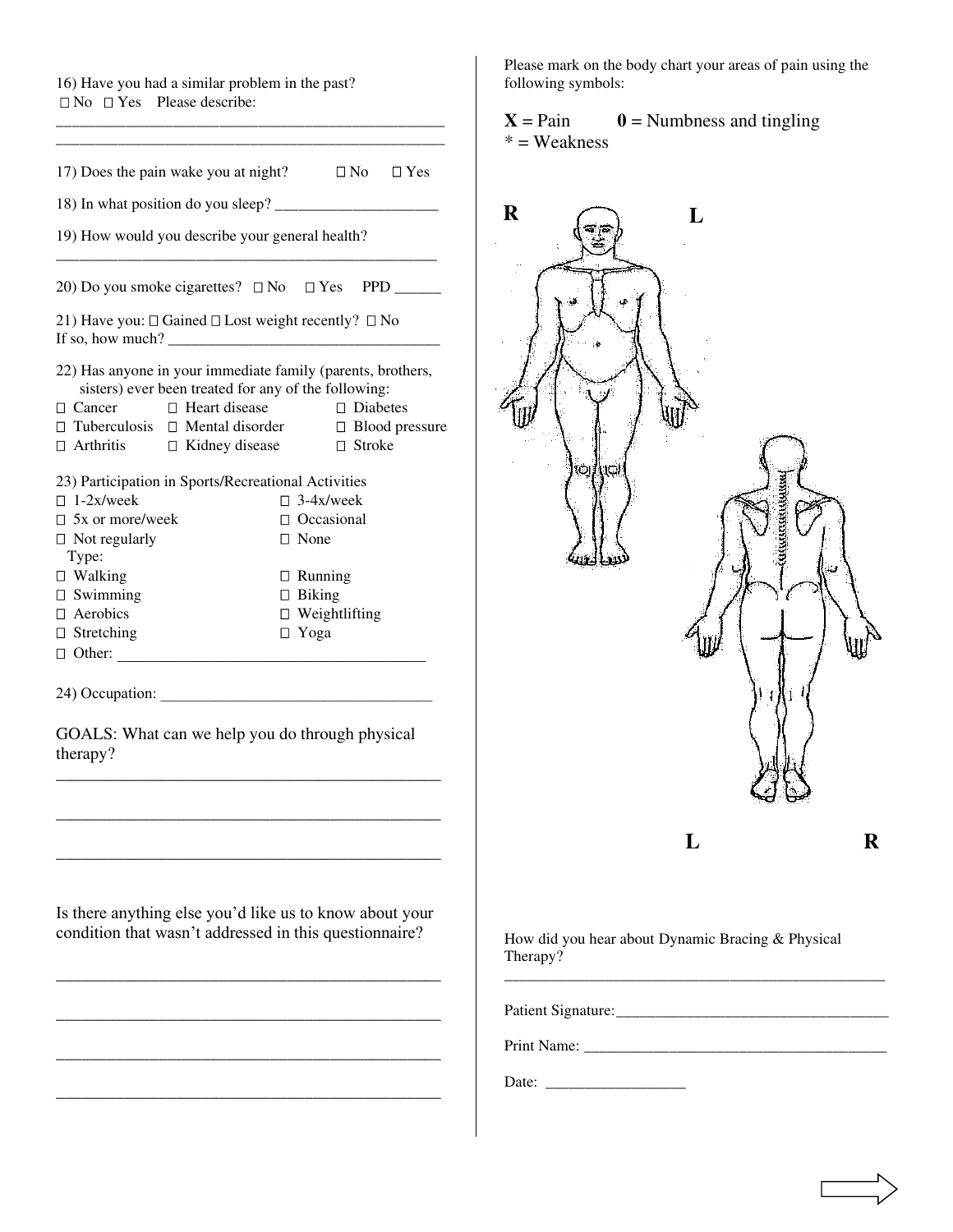16) Have you had a similar problem in the past?
☐ No ☐ Yes Please describe:

________________________________________________
________________________________________________

17) Does the pain wake you at night? ☐ No ☐ Yes

18) In what position do you sleep? ____________________

19) How would you describe your general health?

________________________________________________

20) Do you smoke cigarettes? ☐ No ☐ Yes PPD ______

21) Have you: ☐ Gained ☐ Lost weight recently? ☐ No
If so, how much? ________________________________

22) Has anyone in your immediate family (parents, brothers, sisters) ever been treated for any of the following:

| | | |
|---|---|---|
| ☐ Cancer | ☐ Heart disease | ☐ Diabetes |
| ☐ Tuberculosis | ☐ Mental disorder | ☐ Blood pressure |
| ☐ Arthritis | ☐ Kidney disease | ☐ Stroke |

23) Participation in Sports/Recreational Activities

| | |
|---|---|
| ☐ 1-2x/week | ☐ 3-4x/week |
| ☐ 5x or more/week | ☐ Occasional |
| ☐ Not regularly | ☐ None |

Type:

| | |
|---|---|
| ☐ Walking | ☐ Running |
| ☐ Swimming | ☐ Biking |
| ☐ Aerobics | ☐ Weightlifting |
| ☐ Stretching | ☐ Yoga |

☐ Other: ______________________________________

24) Occupation: _________________________________

GOALS: What can we help you do through physical therapy?

________________________________________________
________________________________________________
________________________________________________

Is there anything else you'd like us to know about your condition that wasn't addressed in this questionnaire?

________________________________________________
________________________________________________
________________________________________________
________________________________________________

Please mark on the body chart your areas of pain using the following symbols:

**X** = Pain **0** = Numbness and tingling
* = Weakness

**R** **L**

**L** **R**

How did you hear about Dynamic Bracing & Physical Therapy?

________________________________________________

Patient Signature: ________________________________

Print Name: ______________________________________

Date: _________________